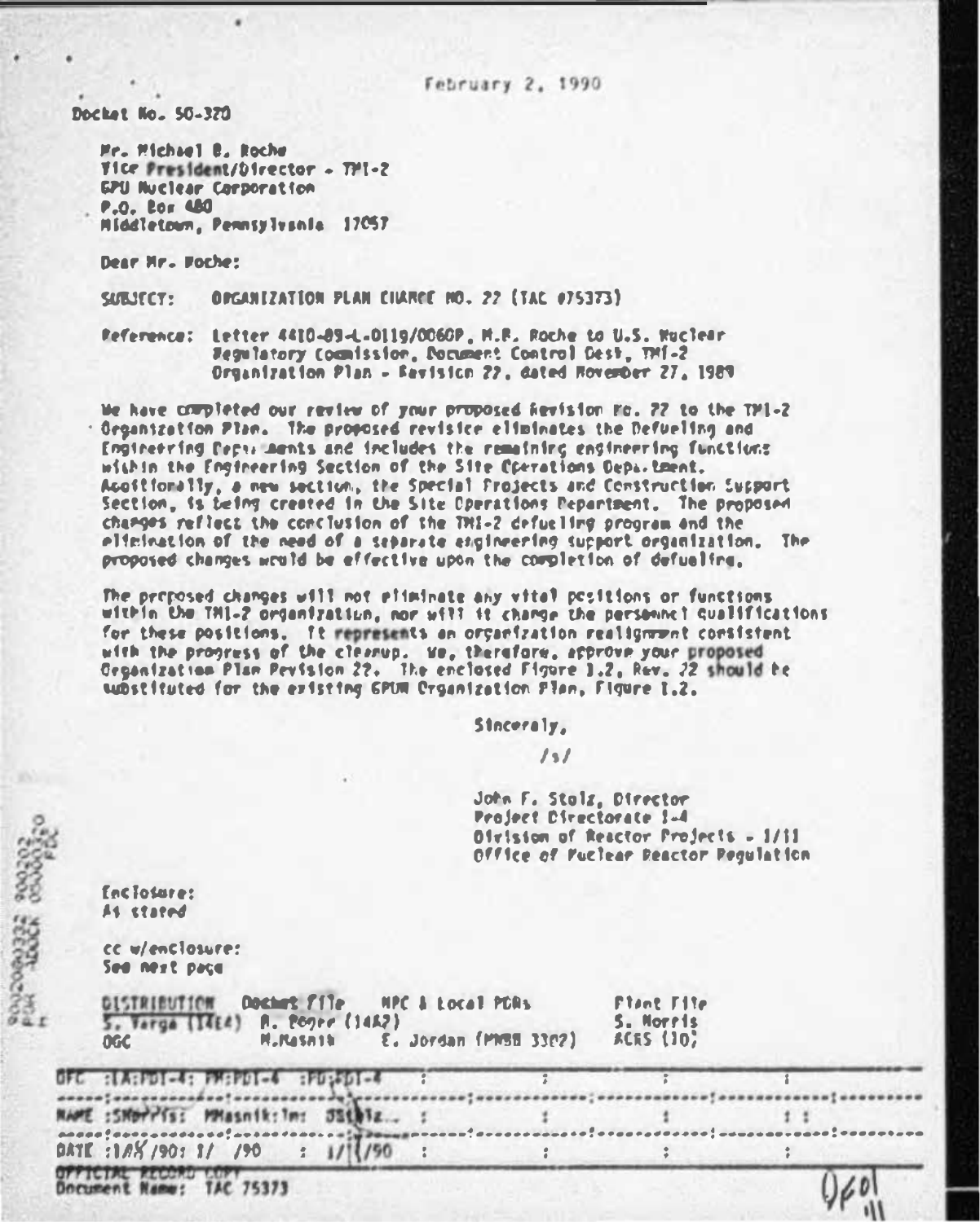February 2, 1990

Docket No. 50-320

Mr. Michael B. Roche
Vice President/Director - TMI-2
GPU Nuclear Corporation
P.O. Box 480
Middletown, Pennsylvania 17057

Dear Mr. Roche:

SUBJECT: ORGANIZATION PLAN CHANGE NO. 22 (TAC #75373)

Reference: Letter 4410-89-L-0119/0060P, M.B. Roche to U.S. Nuclear Regulatory Commission, Document Control Desk, TMI-2 Organization Plan - Revision 22, dated November 27, 1989

We have completed our review of your proposed Revision No. 22 to the TMI-2 Organization Plan. The proposed revision eliminates the Defueling and Engineering Departments and includes the remaining engineering functions within the Engineering Section of the Site Operations Department. Additionally, a new section, the Special Projects and Construction Support Section, is being created in the Site Operations Department. The proposed changes reflect the conclusion of the TMI-2 defueling program and the elimination of the need of a separate engineering support organization. The proposed changes would be effective upon the completion of defueling.

The proposed changes will not eliminate any vital positions or functions within the TMI-2 organization, nor will it change the personnel qualifications for these positions. It represents an organization realignment consistent with the progress of the cleanup. We, therefore, approve your proposed Organization Plan Revision 22. The enclosed Figure 1.2, Rev. 22 should be substituted for the existing GPUN Organization Plan, Figure 1.2.

Sincerely,

/s/

John F. Stolz, Director
Project Directorate I-4
Division of Reactor Projects - I/II
Office of Nuclear Reactor Regulation

Enclosure:
As stated

cc w/enclosure:
See next page

| DISTRIBUTION | Docket File | NRC & Local PDRs | Plant File |
|---|---|---|---|
| S. Varga (14E4) | B. Boger (14A2) | | S. Norris |
| OGC | M.Masnik | E. Jordan (MNBB 3302) | ACRS (10) |

| OFC | :LA:PDI-4 | :PM:PDI-4 | :PD:PDI-4 |
|---|---|---|---|
| NAME | :SNorris | :MMasnik:lm | :JStolz |
| DATE | :1/8/90 | :1/ /90 | :1/1/90 |

OFFICIAL RECORD COPY
Document Name: TAC 75373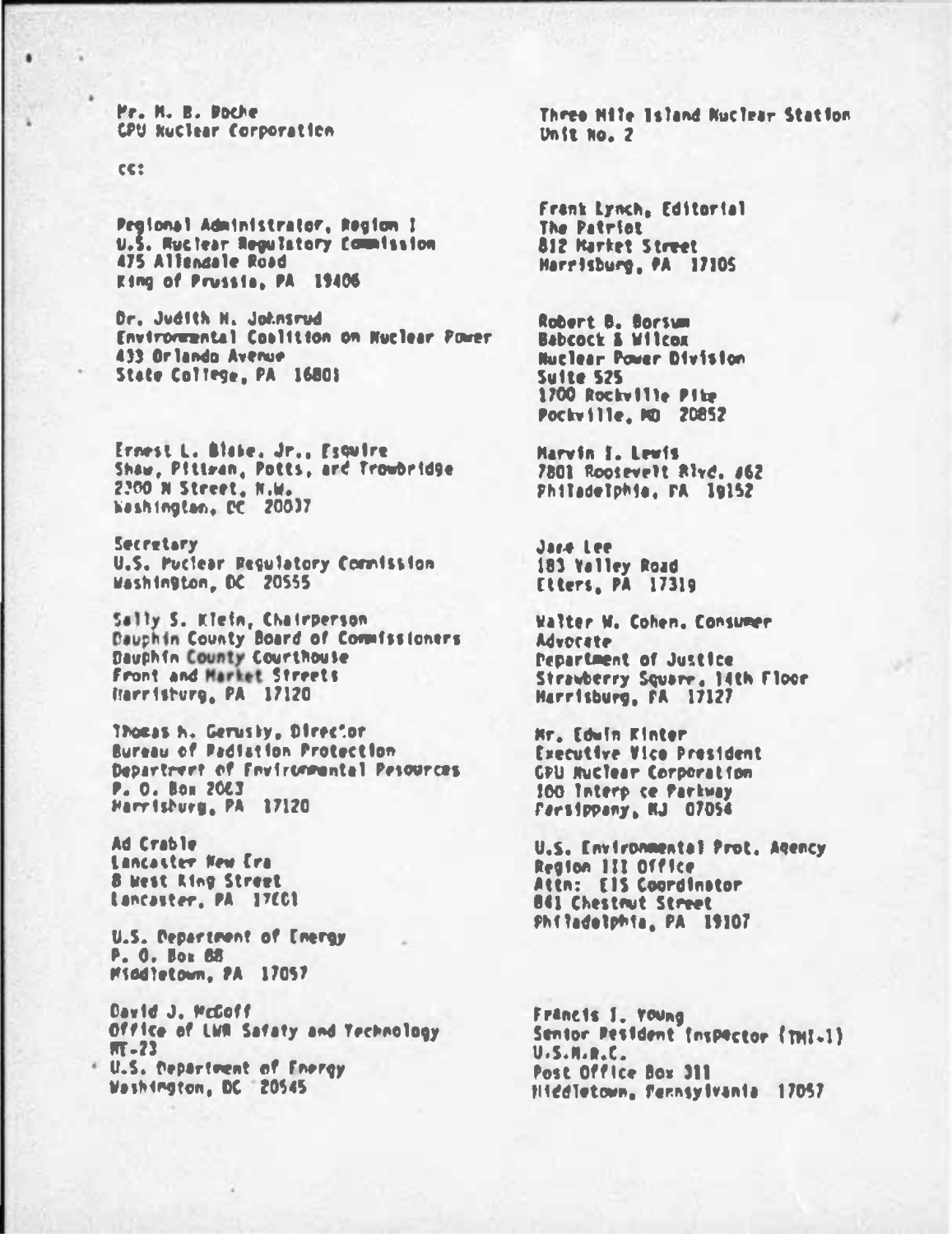Mr. M. B. Roche
GPU Nuclear Corporation

Three Mile Island Nuclear Station
Unit No. 2

cc:

Regional Administrator, Region I
U.S. Nuclear Regulatory Commission
475 Allendale Road
King of Prussia, PA 19406

Dr. Judith H. Johnsrud
Environmental Coalition on Nuclear Power
433 Orlando Avenue
State College, PA 16801

Ernest L. Blake, Jr., Esquire
Shaw, Pittman, Potts, and Trowbridge
2300 N Street, N.W.
Washington, DC 20037

Secretary
U.S. Nuclear Regulatory Commission
Washington, DC 20555

Sally S. Klein, Chairperson
Dauphin County Board of Commissioners
Dauphin County Courthouse
Front and Market Streets
Harrisburg, PA 17120

Thomas M. Gerusky, Director
Bureau of Radiation Protection
Department of Environmental Resources
P. O. Box 2063
Harrisburg, PA 17120

Ad Crable
Lancaster New Era
8 West King Street
Lancaster, PA 17601

U.S. Department of Energy
P. O. Box 88
Middletown, PA 17057

David J. McGoff
Office of LWR Safety and Technology
NE-23
U.S. Department of Energy
Washington, DC 20545

Frank Lynch, Editorial
The Patriot
812 Market Street
Harrisburg, PA 17105

Robert B. Borsum
Babcock & Wilcox
Nuclear Power Division
Suite 525
1700 Rockville Pike
Rockville, MD 20852

Marvin I. Lewis
7801 Roosevelt Blvd. #62
Philadelphia, PA 19152

Jane Lee
183 Valley Road
Etters, PA 17319

Walter W. Cohen, Consumer Advocate
Department of Justice
Strawberry Square, 14th Floor
Harrisburg, PA 17127

Mr. Edwin Kinter
Executive Vice President
GPU Nuclear Corporation
100 Interp ce Parkway
Parsippany, NJ 07054

U.S. Environmental Prot. Agency
Region III Office
Attn: EIS Coordinator
841 Chestnut Street
Philadelphia, PA 19107

Francis I. Young
Senior Resident Inspector (TMI-1)
U.S.N.R.C.
Post Office Box 311
Middletown, Pennsylvania 17057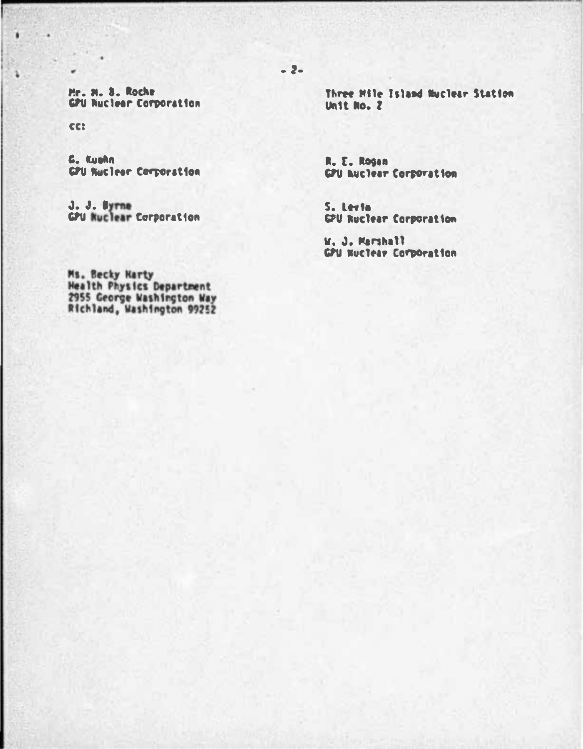Mr. M. B. Roche
GPU Nuclear Corporation

Three Mile Island Nuclear Station
Unit No. 2

cc:

G. Kuehn
GPU Nuclear Corporation

R. E. Rogan
GPU Nuclear Corporation

J. J. Byrne
GPU Nuclear Corporation

S. Levin
GPU Nuclear Corporation

W. J. Marshall
GPU Nuclear Corporation

Ms. Becky Harty
Health Physics Department
2955 George Washington Way
Richland, Washington 99252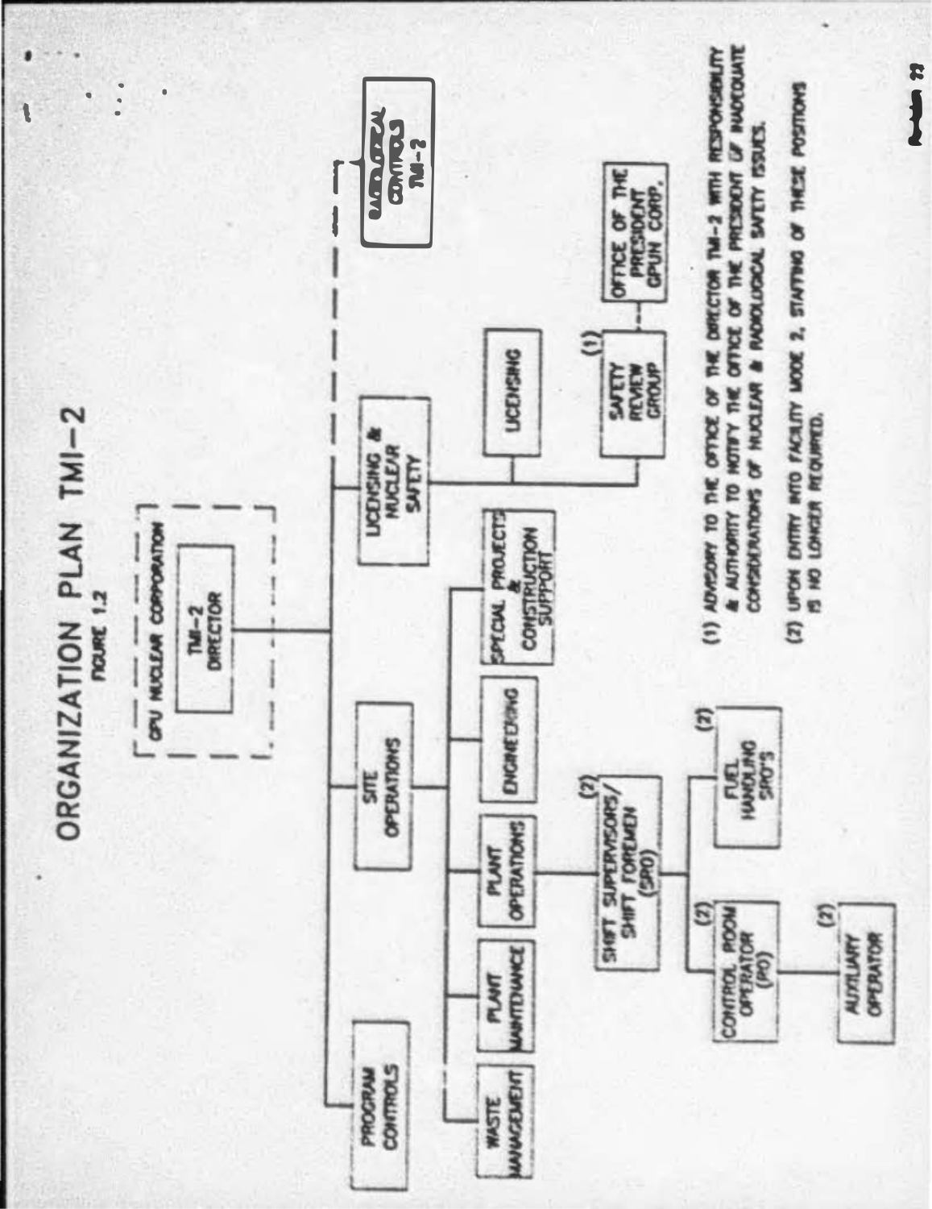# ORGANIZATION PLAN TMI-2

FIGURE 1.2

GPU NUCLEAR CORPORATION

TMI-2 DIRECTOR

PROGRAM CONTROLS

SITE OPERATIONS

LICENSING & NUCLEAR SAFETY

RADIOLOGICAL CONTROLS TMI-2

WASTE MANAGEMENT

PLANT MAINTENANCE

PLANT OPERATIONS

ENGINEERING

SPECIAL PROJECTS & CONSTRUCTION SUPPORT

LICENSING

(1) SAFETY REVIEW GROUP

OFFICE OF THE PRESIDENT GPUN CORP.

(2) SHIFT SUPERVISORS/ SHIFT FOREMEN (SRO)

(2) CONTROL ROOM OPERATOR (RO)

(2) FUEL HANDLING SRO'S

(2) AUXILIARY OPERATOR

(1) ADVISORY TO THE OFFICE OF THE DIRECTOR TMI-2 WITH RESPONSIBILITY & AUTHORITY TO NOTIFY THE OFFICE OF THE PRESIDENT OF INADEQUATE CONSIDERATIONS OF NUCLEAR & RADIOLOGICAL SAFETY ISSUES.

(2) UPON ENTRY INTO FACILITY MODE 2, STAFFING OF THESE POSITIONS IS NO LONGER REQUIRED.